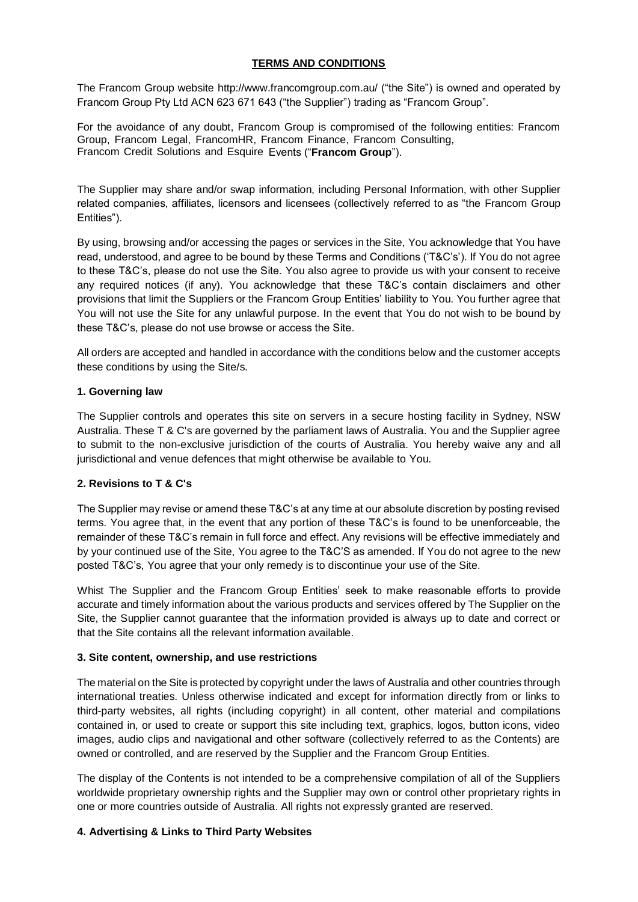# TERMS AND CONDITIONS

The Francom Group website http://www.francomgroup.com.au/ ("the Site") is owned and operated by Francom Group Pty Ltd ACN 623 671 643 ("the Supplier") trading as "Francom Group".

For the avoidance of any doubt, Francom Group is compromised of the following entities: Francom Group, Francom Legal, FrancomHR, Francom Finance, Francom Consulting, Francom Credit Solutions and Esquire Events ("**Francom Group**").

The Supplier may share and/or swap information, including Personal Information, with other Supplier related companies, affiliates, licensors and licensees (collectively referred to as "the Francom Group Entities").

By using, browsing and/or accessing the pages or services in the Site, You acknowledge that You have read, understood, and agree to be bound by these Terms and Conditions ('T&C's'). If You do not agree to these T&C's, please do not use the Site. You also agree to provide us with your consent to receive any required notices (if any). You acknowledge that these T&C's contain disclaimers and other provisions that limit the Suppliers or the Francom Group Entities' liability to You. You further agree that You will not use the Site for any unlawful purpose. In the event that You do not wish to be bound by these T&C's, please do not use browse or access the Site.

All orders are accepted and handled in accordance with the conditions below and the customer accepts these conditions by using the Site/s.

### 1. Governing law

The Supplier controls and operates this site on servers in a secure hosting facility in Sydney, NSW Australia. These T & C's are governed by the parliament laws of Australia. You and the Supplier agree to submit to the non-exclusive jurisdiction of the courts of Australia. You hereby waive any and all jurisdictional and venue defences that might otherwise be available to You.

### 2. Revisions to T & C's

The Supplier may revise or amend these T&C's at any time at our absolute discretion by posting revised terms. You agree that, in the event that any portion of these T&C's is found to be unenforceable, the remainder of these T&C's remain in full force and effect. Any revisions will be effective immediately and by your continued use of the Site, You agree to the T&C'S as amended. If You do not agree to the new posted T&C's, You agree that your only remedy is to discontinue your use of the Site.

Whist The Supplier and the Francom Group Entities' seek to make reasonable efforts to provide accurate and timely information about the various products and services offered by The Supplier on the Site, the Supplier cannot guarantee that the information provided is always up to date and correct or that the Site contains all the relevant information available.

### 3. Site content, ownership, and use restrictions

The material on the Site is protected by copyright under the laws of Australia and other countries through international treaties. Unless otherwise indicated and except for information directly from or links to third-party websites, all rights (including copyright) in all content, other material and compilations contained in, or used to create or support this site including text, graphics, logos, button icons, video images, audio clips and navigational and other software (collectively referred to as the Contents) are owned or controlled, and are reserved by the Supplier and the Francom Group Entities.

The display of the Contents is not intended to be a comprehensive compilation of all of the Suppliers worldwide proprietary ownership rights and the Supplier may own or control other proprietary rights in one or more countries outside of Australia. All rights not expressly granted are reserved.

### 4. Advertising & Links to Third Party Websites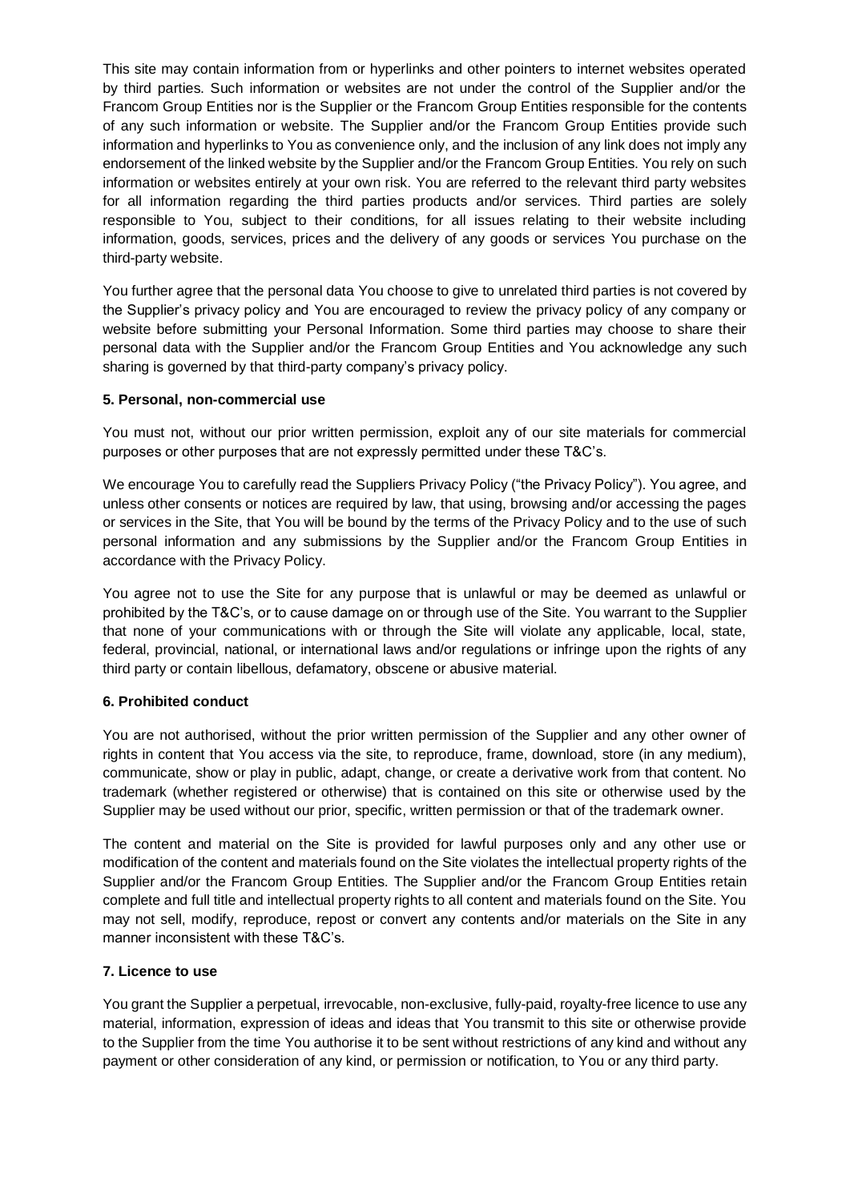This site may contain information from or hyperlinks and other pointers to internet websites operated by third parties. Such information or websites are not under the control of the Supplier and/or the Francom Group Entities nor is the Supplier or the Francom Group Entities responsible for the contents of any such information or website. The Supplier and/or the Francom Group Entities provide such information and hyperlinks to You as convenience only, and the inclusion of any link does not imply any endorsement of the linked website by the Supplier and/or the Francom Group Entities. You rely on such information or websites entirely at your own risk. You are referred to the relevant third party websites for all information regarding the third parties products and/or services. Third parties are solely responsible to You, subject to their conditions, for all issues relating to their website including information, goods, services, prices and the delivery of any goods or services You purchase on the third-party website.

You further agree that the personal data You choose to give to unrelated third parties is not covered by the Supplier's privacy policy and You are encouraged to review the privacy policy of any company or website before submitting your Personal Information. Some third parties may choose to share their personal data with the Supplier and/or the Francom Group Entities and You acknowledge any such sharing is governed by that third-party company's privacy policy.

**5. Personal, non-commercial use**

You must not, without our prior written permission, exploit any of our site materials for commercial purposes or other purposes that are not expressly permitted under these T&C's.

We encourage You to carefully read the Suppliers Privacy Policy ("the Privacy Policy"). You agree, and unless other consents or notices are required by law, that using, browsing and/or accessing the pages or services in the Site, that You will be bound by the terms of the Privacy Policy and to the use of such personal information and any submissions by the Supplier and/or the Francom Group Entities in accordance with the Privacy Policy.

You agree not to use the Site for any purpose that is unlawful or may be deemed as unlawful or prohibited by the T&C's, or to cause damage on or through use of the Site. You warrant to the Supplier that none of your communications with or through the Site will violate any applicable, local, state, federal, provincial, national, or international laws and/or regulations or infringe upon the rights of any third party or contain libellous, defamatory, obscene or abusive material.

**6. Prohibited conduct**

You are not authorised, without the prior written permission of the Supplier and any other owner of rights in content that You access via the site, to reproduce, frame, download, store (in any medium), communicate, show or play in public, adapt, change, or create a derivative work from that content. No trademark (whether registered or otherwise) that is contained on this site or otherwise used by the Supplier may be used without our prior, specific, written permission or that of the trademark owner.

The content and material on the Site is provided for lawful purposes only and any other use or modification of the content and materials found on the Site violates the intellectual property rights of the Supplier and/or the Francom Group Entities. The Supplier and/or the Francom Group Entities retain complete and full title and intellectual property rights to all content and materials found on the Site. You may not sell, modify, reproduce, repost or convert any contents and/or materials on the Site in any manner inconsistent with these T&C's.

**7. Licence to use**

You grant the Supplier a perpetual, irrevocable, non-exclusive, fully-paid, royalty-free licence to use any material, information, expression of ideas and ideas that You transmit to this site or otherwise provide to the Supplier from the time You authorise it to be sent without restrictions of any kind and without any payment or other consideration of any kind, or permission or notification, to You or any third party.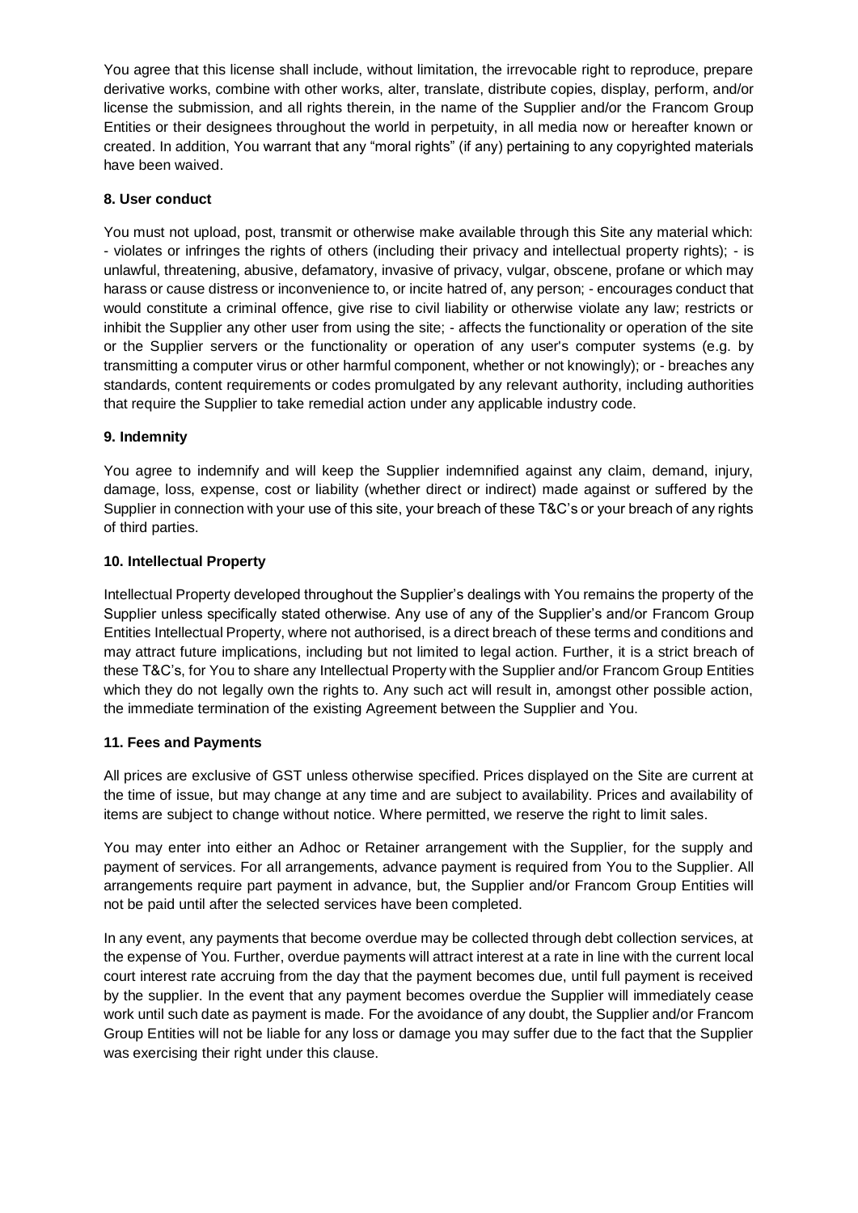You agree that this license shall include, without limitation, the irrevocable right to reproduce, prepare derivative works, combine with other works, alter, translate, distribute copies, display, perform, and/or license the submission, and all rights therein, in the name of the Supplier and/or the Francom Group Entities or their designees throughout the world in perpetuity, in all media now or hereafter known or created. In addition, You warrant that any "moral rights" (if any) pertaining to any copyrighted materials have been waived.

**8. User conduct**

You must not upload, post, transmit or otherwise make available through this Site any material which: - violates or infringes the rights of others (including their privacy and intellectual property rights); - is unlawful, threatening, abusive, defamatory, invasive of privacy, vulgar, obscene, profane or which may harass or cause distress or inconvenience to, or incite hatred of, any person; - encourages conduct that would constitute a criminal offence, give rise to civil liability or otherwise violate any law; restricts or inhibit the Supplier any other user from using the site; - affects the functionality or operation of the site or the Supplier servers or the functionality or operation of any user's computer systems (e.g. by transmitting a computer virus or other harmful component, whether or not knowingly); or - breaches any standards, content requirements or codes promulgated by any relevant authority, including authorities that require the Supplier to take remedial action under any applicable industry code.

**9. Indemnity**

You agree to indemnify and will keep the Supplier indemnified against any claim, demand, injury, damage, loss, expense, cost or liability (whether direct or indirect) made against or suffered by the Supplier in connection with your use of this site, your breach of these T&C's or your breach of any rights of third parties.

**10. Intellectual Property**

Intellectual Property developed throughout the Supplier's dealings with You remains the property of the Supplier unless specifically stated otherwise. Any use of any of the Supplier's and/or Francom Group Entities Intellectual Property, where not authorised, is a direct breach of these terms and conditions and may attract future implications, including but not limited to legal action. Further, it is a strict breach of these T&C's, for You to share any Intellectual Property with the Supplier and/or Francom Group Entities which they do not legally own the rights to. Any such act will result in, amongst other possible action, the immediate termination of the existing Agreement between the Supplier and You.

**11. Fees and Payments**

All prices are exclusive of GST unless otherwise specified. Prices displayed on the Site are current at the time of issue, but may change at any time and are subject to availability. Prices and availability of items are subject to change without notice. Where permitted, we reserve the right to limit sales.

You may enter into either an Adhoc or Retainer arrangement with the Supplier, for the supply and payment of services. For all arrangements, advance payment is required from You to the Supplier. All arrangements require part payment in advance, but, the Supplier and/or Francom Group Entities will not be paid until after the selected services have been completed.

In any event, any payments that become overdue may be collected through debt collection services, at the expense of You. Further, overdue payments will attract interest at a rate in line with the current local court interest rate accruing from the day that the payment becomes due, until full payment is received by the supplier. In the event that any payment becomes overdue the Supplier will immediately cease work until such date as payment is made. For the avoidance of any doubt, the Supplier and/or Francom Group Entities will not be liable for any loss or damage you may suffer due to the fact that the Supplier was exercising their right under this clause.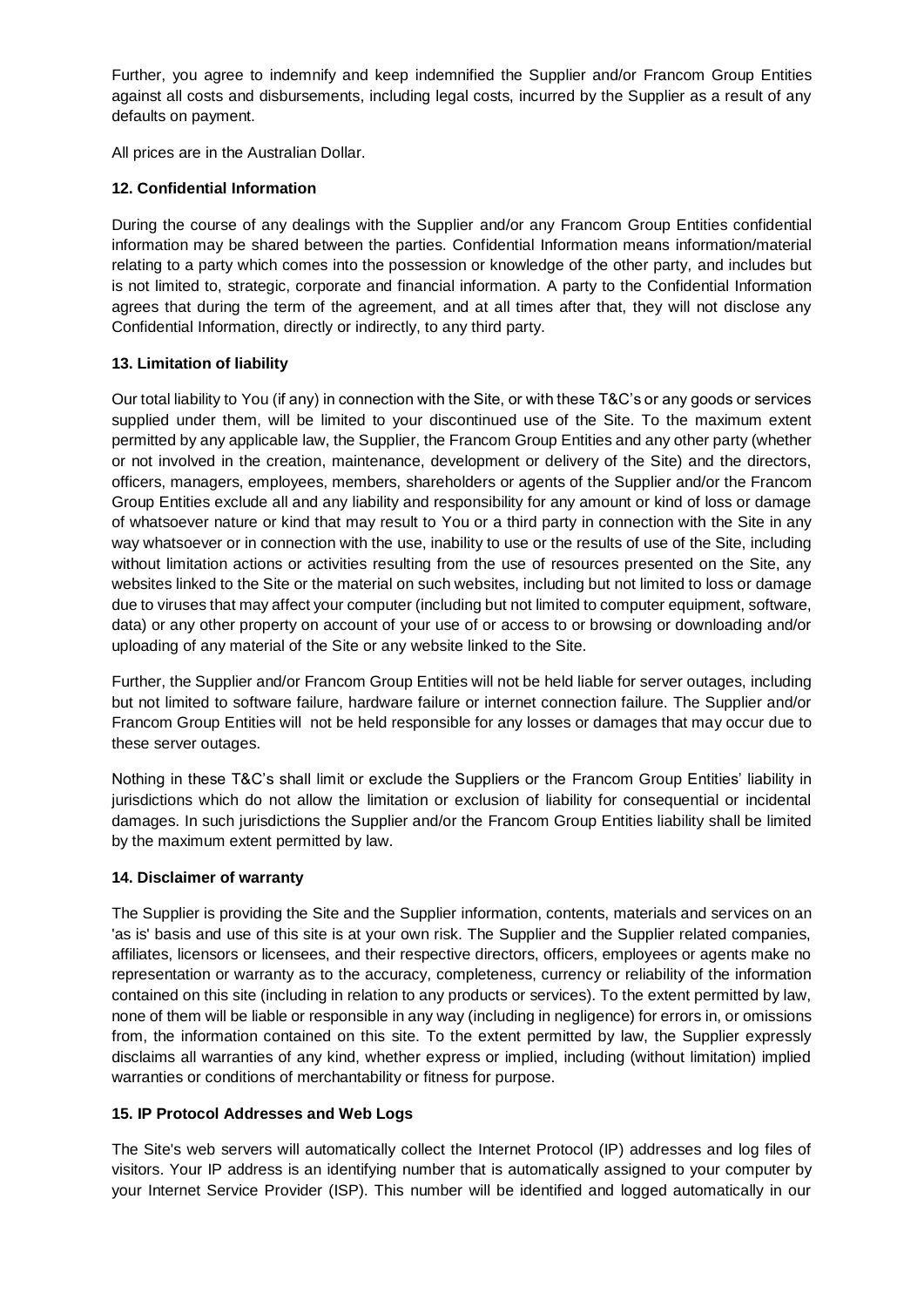Further, you agree to indemnify and keep indemnified the Supplier and/or Francom Group Entities against all costs and disbursements, including legal costs, incurred by the Supplier as a result of any defaults on payment.

All prices are in the Australian Dollar.

**12. Confidential Information**

During the course of any dealings with the Supplier and/or any Francom Group Entities confidential information may be shared between the parties. Confidential Information means information/material relating to a party which comes into the possession or knowledge of the other party, and includes but is not limited to, strategic, corporate and financial information. A party to the Confidential Information agrees that during the term of the agreement, and at all times after that, they will not disclose any Confidential Information, directly or indirectly, to any third party.

**13. Limitation of liability**

Our total liability to You (if any) in connection with the Site, or with these T&C's or any goods or services supplied under them, will be limited to your discontinued use of the Site. To the maximum extent permitted by any applicable law, the Supplier, the Francom Group Entities and any other party (whether or not involved in the creation, maintenance, development or delivery of the Site) and the directors, officers, managers, employees, members, shareholders or agents of the Supplier and/or the Francom Group Entities exclude all and any liability and responsibility for any amount or kind of loss or damage of whatsoever nature or kind that may result to You or a third party in connection with the Site in any way whatsoever or in connection with the use, inability to use or the results of use of the Site, including without limitation actions or activities resulting from the use of resources presented on the Site, any websites linked to the Site or the material on such websites, including but not limited to loss or damage due to viruses that may affect your computer (including but not limited to computer equipment, software, data) or any other property on account of your use of or access to or browsing or downloading and/or uploading of any material of the Site or any website linked to the Site.

Further, the Supplier and/or Francom Group Entities will not be held liable for server outages, including but not limited to software failure, hardware failure or internet connection failure. The Supplier and/or Francom Group Entities will not be held responsible for any losses or damages that may occur due to these server outages.

Nothing in these T&C's shall limit or exclude the Suppliers or the Francom Group Entities' liability in jurisdictions which do not allow the limitation or exclusion of liability for consequential or incidental damages. In such jurisdictions the Supplier and/or the Francom Group Entities liability shall be limited by the maximum extent permitted by law.

**14. Disclaimer of warranty**

The Supplier is providing the Site and the Supplier information, contents, materials and services on an 'as is' basis and use of this site is at your own risk. The Supplier and the Supplier related companies, affiliates, licensors or licensees, and their respective directors, officers, employees or agents make no representation or warranty as to the accuracy, completeness, currency or reliability of the information contained on this site (including in relation to any products or services). To the extent permitted by law, none of them will be liable or responsible in any way (including in negligence) for errors in, or omissions from, the information contained on this site. To the extent permitted by law, the Supplier expressly disclaims all warranties of any kind, whether express or implied, including (without limitation) implied warranties or conditions of merchantability or fitness for purpose.

**15. IP Protocol Addresses and Web Logs**

The Site's web servers will automatically collect the Internet Protocol (IP) addresses and log files of visitors. Your IP address is an identifying number that is automatically assigned to your computer by your Internet Service Provider (ISP). This number will be identified and logged automatically in our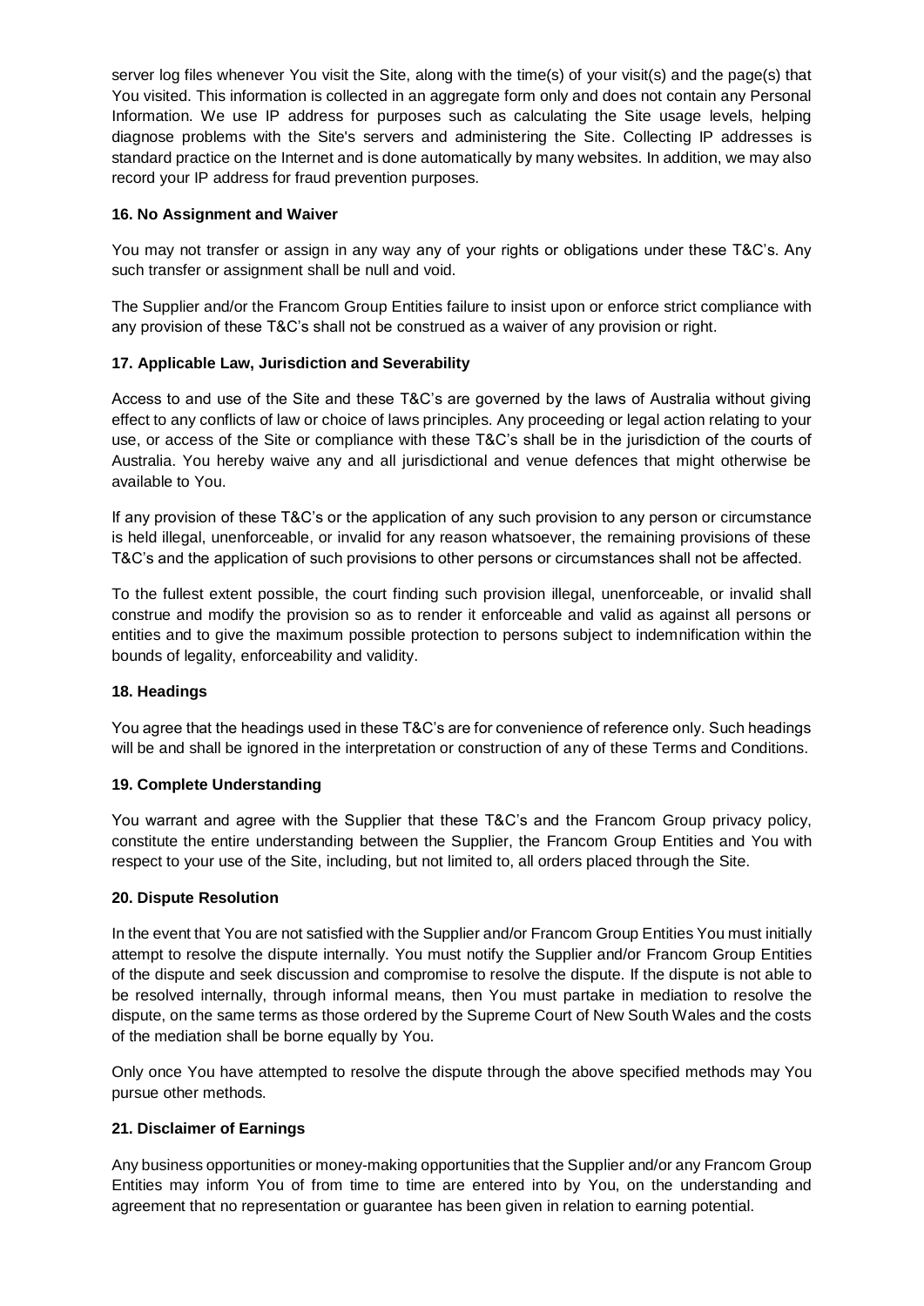server log files whenever You visit the Site, along with the time(s) of your visit(s) and the page(s) that You visited. This information is collected in an aggregate form only and does not contain any Personal Information. We use IP address for purposes such as calculating the Site usage levels, helping diagnose problems with the Site's servers and administering the Site. Collecting IP addresses is standard practice on the Internet and is done automatically by many websites. In addition, we may also record your IP address for fraud prevention purposes.

**16. No Assignment and Waiver**

You may not transfer or assign in any way any of your rights or obligations under these T&C's. Any such transfer or assignment shall be null and void.

The Supplier and/or the Francom Group Entities failure to insist upon or enforce strict compliance with any provision of these T&C's shall not be construed as a waiver of any provision or right.

**17. Applicable Law, Jurisdiction and Severability**

Access to and use of the Site and these T&C's are governed by the laws of Australia without giving effect to any conflicts of law or choice of laws principles. Any proceeding or legal action relating to your use, or access of the Site or compliance with these T&C's shall be in the jurisdiction of the courts of Australia. You hereby waive any and all jurisdictional and venue defences that might otherwise be available to You.

If any provision of these T&C's or the application of any such provision to any person or circumstance is held illegal, unenforceable, or invalid for any reason whatsoever, the remaining provisions of these T&C's and the application of such provisions to other persons or circumstances shall not be affected.

To the fullest extent possible, the court finding such provision illegal, unenforceable, or invalid shall construe and modify the provision so as to render it enforceable and valid as against all persons or entities and to give the maximum possible protection to persons subject to indemnification within the bounds of legality, enforceability and validity.

**18. Headings**

You agree that the headings used in these T&C's are for convenience of reference only. Such headings will be and shall be ignored in the interpretation or construction of any of these Terms and Conditions.

**19. Complete Understanding**

You warrant and agree with the Supplier that these T&C's and the Francom Group privacy policy, constitute the entire understanding between the Supplier, the Francom Group Entities and You with respect to your use of the Site, including, but not limited to, all orders placed through the Site.

**20. Dispute Resolution**

In the event that You are not satisfied with the Supplier and/or Francom Group Entities You must initially attempt to resolve the dispute internally. You must notify the Supplier and/or Francom Group Entities of the dispute and seek discussion and compromise to resolve the dispute. If the dispute is not able to be resolved internally, through informal means, then You must partake in mediation to resolve the dispute, on the same terms as those ordered by the Supreme Court of New South Wales and the costs of the mediation shall be borne equally by You.

Only once You have attempted to resolve the dispute through the above specified methods may You pursue other methods.

**21. Disclaimer of Earnings**

Any business opportunities or money-making opportunities that the Supplier and/or any Francom Group Entities may inform You of from time to time are entered into by You, on the understanding and agreement that no representation or guarantee has been given in relation to earning potential.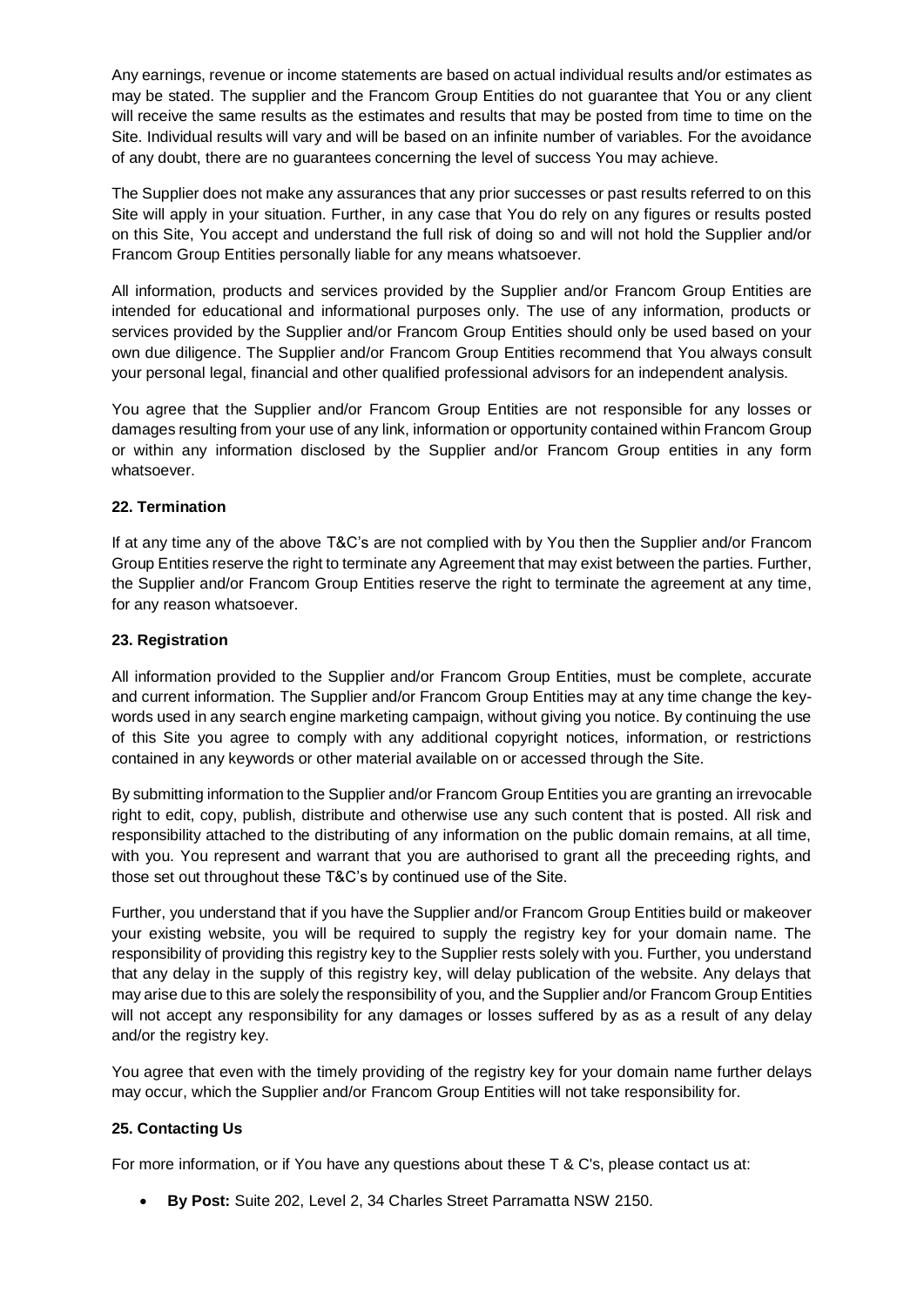Any earnings, revenue or income statements are based on actual individual results and/or estimates as may be stated. The supplier and the Francom Group Entities do not guarantee that You or any client will receive the same results as the estimates and results that may be posted from time to time on the Site. Individual results will vary and will be based on an infinite number of variables. For the avoidance of any doubt, there are no guarantees concerning the level of success You may achieve.

The Supplier does not make any assurances that any prior successes or past results referred to on this Site will apply in your situation. Further, in any case that You do rely on any figures or results posted on this Site, You accept and understand the full risk of doing so and will not hold the Supplier and/or Francom Group Entities personally liable for any means whatsoever.

All information, products and services provided by the Supplier and/or Francom Group Entities are intended for educational and informational purposes only. The use of any information, products or services provided by the Supplier and/or Francom Group Entities should only be used based on your own due diligence. The Supplier and/or Francom Group Entities recommend that You always consult your personal legal, financial and other qualified professional advisors for an independent analysis.

You agree that the Supplier and/or Francom Group Entities are not responsible for any losses or damages resulting from your use of any link, information or opportunity contained within Francom Group or within any information disclosed by the Supplier and/or Francom Group entities in any form whatsoever.

**22. Termination**

If at any time any of the above T&C's are not complied with by You then the Supplier and/or Francom Group Entities reserve the right to terminate any Agreement that may exist between the parties. Further, the Supplier and/or Francom Group Entities reserve the right to terminate the agreement at any time, for any reason whatsoever.

**23. Registration**

All information provided to the Supplier and/or Francom Group Entities, must be complete, accurate and current information. The Supplier and/or Francom Group Entities may at any time change the key-words used in any search engine marketing campaign, without giving you notice. By continuing the use of this Site you agree to comply with any additional copyright notices, information, or restrictions contained in any keywords or other material available on or accessed through the Site.

By submitting information to the Supplier and/or Francom Group Entities you are granting an irrevocable right to edit, copy, publish, distribute and otherwise use any such content that is posted. All risk and responsibility attached to the distributing of any information on the public domain remains, at all time, with you. You represent and warrant that you are authorised to grant all the preceeding rights, and those set out throughout these T&C's by continued use of the Site.

Further, you understand that if you have the Supplier and/or Francom Group Entities build or makeover your existing website, you will be required to supply the registry key for your domain name. The responsibility of providing this registry key to the Supplier rests solely with you. Further, you understand that any delay in the supply of this registry key, will delay publication of the website. Any delays that may arise due to this are solely the responsibility of you, and the Supplier and/or Francom Group Entities will not accept any responsibility for any damages or losses suffered by as as a result of any delay and/or the registry key.

You agree that even with the timely providing of the registry key for your domain name further delays may occur, which the Supplier and/or Francom Group Entities will not take responsibility for.

**25. Contacting Us**

For more information, or if You have any questions about these T & C's, please contact us at:

- **By Post:** Suite 202, Level 2, 34 Charles Street Parramatta NSW 2150.